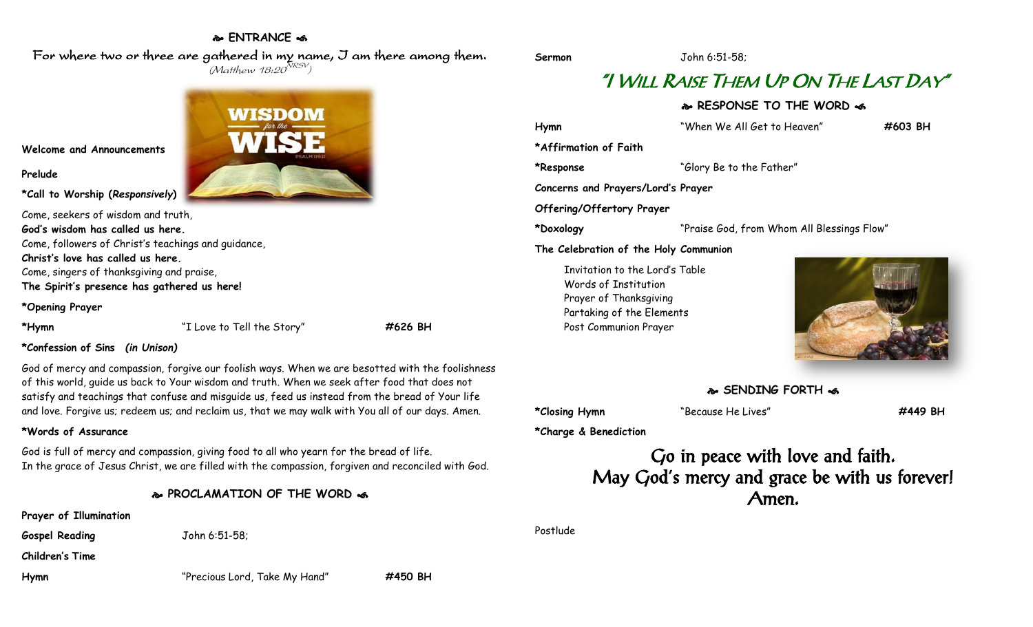## ❧ ENTRANCE ☙

For where two or three are gathered in my name, I am there among them.
(Matthew 18:20 NRSV)

**Welcome and Announcements**

**Prelude**

**\*Call to Worship (*Responsively*)**

Come, seekers of wisdom and truth,
**God's wisdom has called us here.**
Come, followers of Christ's teachings and guidance,
**Christ's love has called us here.**
Come, singers of thanksgiving and praise,
**The Spirit's presence has gathered us here!**

**\*Opening Prayer**

**\*Hymn** "I Love to Tell the Story" **#626 BH**

**\*Confession of Sins *(in Unison)***

God of mercy and compassion, forgive our foolish ways. When we are besotted with the foolishness of this world, guide us back to Your wisdom and truth. When we seek after food that does not satisfy and teachings that confuse and misguide us, feed us instead from the bread of Your life and love. Forgive us; redeem us; and reclaim us, that we may walk with You all of our days. Amen.

**\*Words of Assurance**

God is full of mercy and compassion, giving food to all who yearn for the bread of life.
In the grace of Jesus Christ, we are filled with the compassion, forgiven and reconciled with God.

## ❧ PROCLAMATION OF THE WORD ☙

**Prayer of Illumination**

**Gospel Reading** John 6:51-58;

**Children's Time**

**Hymn** "Precious Lord, Take My Hand" **#450 BH**

**Sermon** John 6:51-58;

# "I Will Raise Them Up On The Last Day"

## ❧ RESPONSE TO THE WORD ☙

**Hymn** "When We All Get to Heaven" **#603 BH**

**\*Affirmation of Faith**

**\*Response** "Glory Be to the Father"

**Concerns and Prayers/Lord's Prayer**

**Offering/Offertory Prayer**

**\*Doxology** "Praise God, from Whom All Blessings Flow"

**The Celebration of the Holy Communion**

Invitation to the Lord's Table
Words of Institution
Prayer of Thanksgiving
Partaking of the Elements
Post Communion Prayer

## ❧ SENDING FORTH ☙

**\*Closing Hymn** "Because He Lives" **#449 BH**

**\*Charge & Benediction**

**Go in peace with love and faith.
May God's mercy and grace be with us forever!
Amen.**

Postlude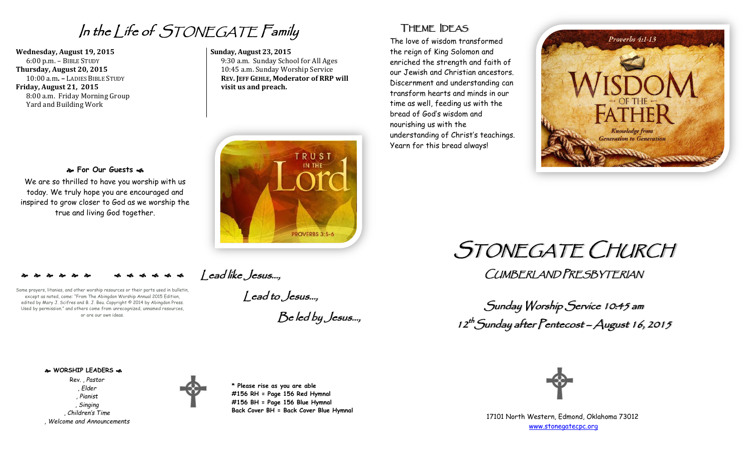# In the Life of STONEGATE Family

**Wednesday, August 19, 2015**
6:00 p.m. – BIBLE STUDY
**Thursday, August 20, 2015**
10:00 a.m. – LADIES BIBLE STUDY
**Friday, August 21, 2015**
8:00 a.m. Friday Morning Group
Yard and Building Work

**Sunday, August 23, 2015**
9:30 a.m. Sunday School for All Ages
10:45 a.m. Sunday Worship Service
**REV. JEFF GEHLE, Moderator of RRP will visit us and preach.**

## For Our Guests

We are so thrilled to have you worship with us today. We truly hope you are encouraged and inspired to grow closer to God as we worship the true and living God together.

TRUST IN THE Lord
PROVERBS 3:5-6

Some prayers, litanies, and other worship resources or their parts used in bulletin, except as noted, come: "From The Abingdon Worship Annual 2015 Edition, edited by Mary J. Scifres and B. J. Beu. Copyright © 2014 by Abingdon Press. Used by permission." and others come from unrecognized, unnamed resources, or are our own ideas.

*Lead like Jesus…,*

*Lead to Jesus…,*

*Be led by Jesus…,*

## WORSHIP LEADERS

Rev. , *Pastor*
, *Elder*
, *Pianist*
, *Singing*
, *Children's Time*
, *Welcome and Announcements*

**\* Please rise as you are able**
**#156 RH = Page 156 Red Hymnal**
**#156 BH = Page 156 Blue Hymnal**
**Back Cover BH = Back Cover Blue Hymnal**

## THEME IDEAS

The love of wisdom transformed the reign of King Solomon and enriched the strength and faith of our Jewish and Christian ancestors. Discernment and understanding can transform hearts and minds in our time as well, feeding us with the bread of God's wisdom and nourishing us with the understanding of Christ's teachings. Yearn for this bread always!

Proverbs 4:1-13
WISDOM OF THE FATHER
Knowledge from Generation to Generation

# STONEGATE CHURCH

## CUMBERLAND PRESBYTERIAN

*Sunday Worship Service 10:45 am*

*12th Sunday after Pentecost – August 16, 2015*

17101 North Western, Edmond, Oklahoma 73012
www.stonegatecpc.org